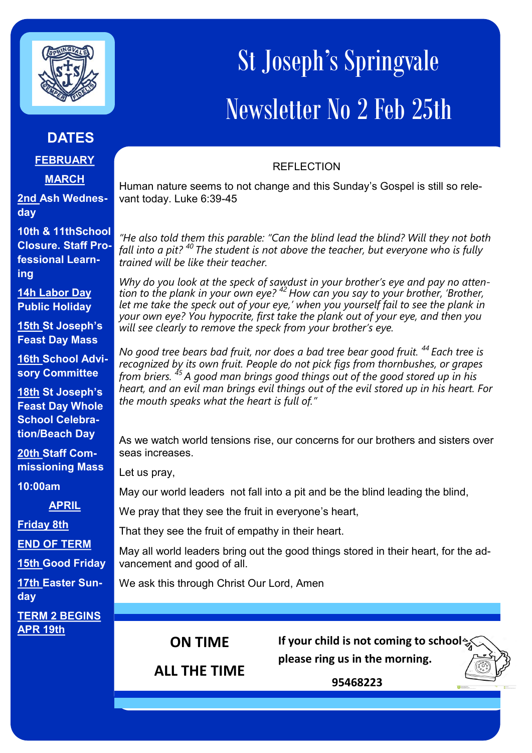# St Joseph's Springvale

# Newsletter No 2 Feb 25th

## DATES

**FEBRUARY**

**MARCH**

**2nd Ash Wednesday**

**10th & 11thSchool Closure. Staff Professional Learning**

**14h Labor Day Public Holiday**

**15th St Joseph's Feast Day Mass**

**16th School Advisory Committee**

**18th St Joseph's Feast Day Whole School Celebration/Beach Day**

**20th Staff Commissioning Mass 10:00am**

**APRIL**

**Friday 8th**

**END OF TERM**

**15th Good Friday**

**17th Easter Sunday**

**TERM 2 BEGINS APR 19th**

## REFLECTION

Human nature seems to not change and this Sunday's Gospel is still so relevant today. Luke 6:39-45

*"He also told them this parable: "Can the blind lead the blind? Will they not both fall into a pit? [40] The student is not above the teacher, but everyone who is fully trained will be like their teacher.*

*Why do you look at the speck of sawdust in your brother's eye and pay no attention to the plank in your own eye? [42] How can you say to your brother, 'Brother, let me take the speck out of your eye,' when you yourself fail to see the plank in your own eye? You hypocrite, first take the plank out of your eye, and then you will see clearly to remove the speck from your brother's eye.*

*No good tree bears bad fruit, nor does a bad tree bear good fruit. [44] Each tree is recognized by its own fruit. People do not pick figs from thornbushes, or grapes from briers. [45] A good man brings good things out of the good stored up in his heart, and an evil man brings evil things out of the evil stored up in his heart. For the mouth speaks what the heart is full of."*

As we watch world tensions rise, our concerns for our brothers and sisters over seas increases.

Let us pray,

May our world leaders not fall into a pit and be the blind leading the blind,

We pray that they see the fruit in everyone's heart,

That they see the fruit of empathy in their heart.

May all world leaders bring out the good things stored in their heart, for the advancement and good of all.

We ask this through Christ Our Lord, Amen

**ON TIME**

**ALL THE TIME**

**If your child is not coming to school please ring us in the morning.**

**95468223**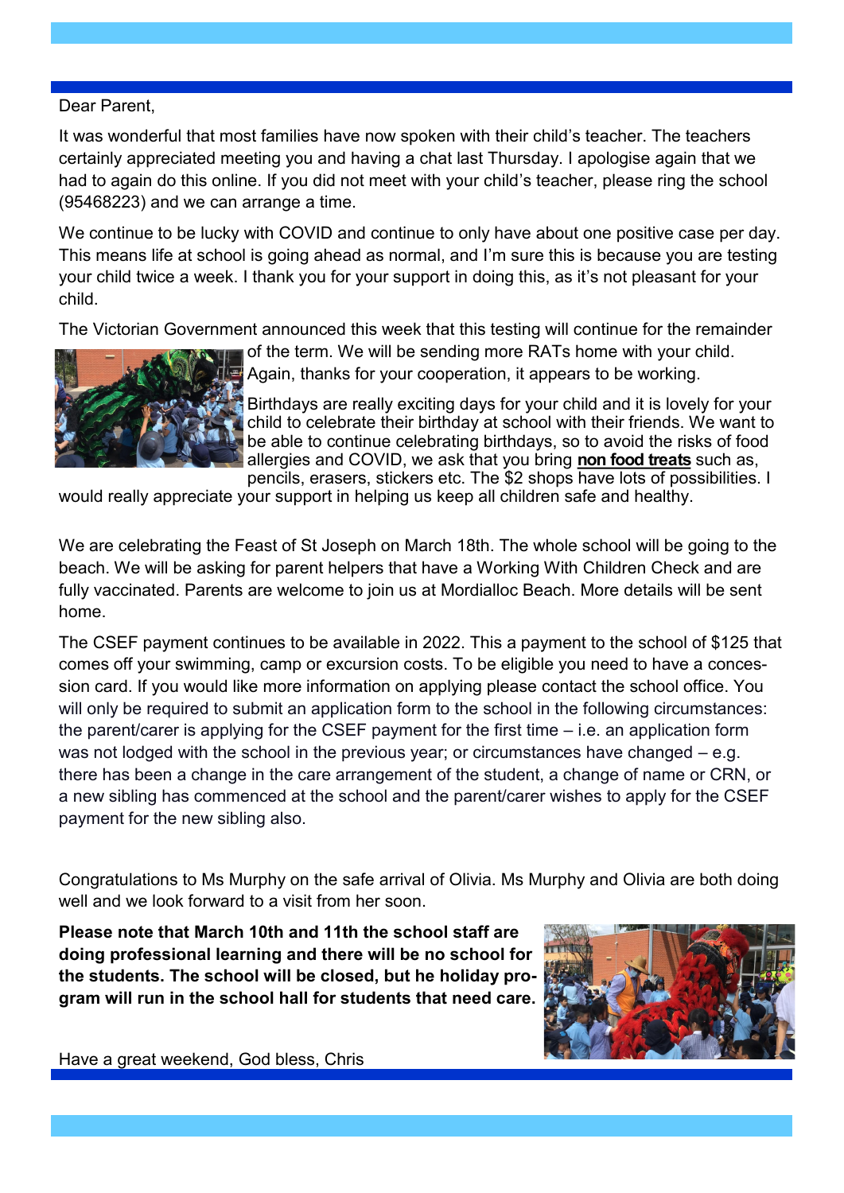Dear Parent,

It was wonderful that most families have now spoken with their child's teacher. The teachers certainly appreciated meeting you and having a chat last Thursday. I apologise again that we had to again do this online. If you did not meet with your child's teacher, please ring the school (95468223) and we can arrange a time.

We continue to be lucky with COVID and continue to only have about one positive case per day. This means life at school is going ahead as normal, and I'm sure this is because you are testing your child twice a week. I thank you for your support in doing this, as it's not pleasant for your child.

The Victorian Government announced this week that this testing will continue for the remainder of the term. We will be sending more RATs home with your child. Again, thanks for your cooperation, it appears to be working.

Birthdays are really exciting days for your child and it is lovely for your child to celebrate their birthday at school with their friends. We want to be able to continue celebrating birthdays, so to avoid the risks of food allergies and COVID, we ask that you bring **non food treats** such as, pencils, erasers, stickers etc. The $2 shops have lots of possibilities. I would really appreciate your support in helping us keep all children safe and healthy.

We are celebrating the Feast of St Joseph on March 18th. The whole school will be going to the beach. We will be asking for parent helpers that have a Working With Children Check and are fully vaccinated. Parents are welcome to join us at Mordialloc Beach. More details will be sent home.

The CSEF payment continues to be available in 2022. This a payment to the school of $125 that comes off your swimming, camp or excursion costs. To be eligible you need to have a concession card. If you would like more information on applying please contact the school office. You will only be required to submit an application form to the school in the following circumstances: the parent/carer is applying for the CSEF payment for the first time – i.e. an application form was not lodged with the school in the previous year; or circumstances have changed – e.g. there has been a change in the care arrangement of the student, a change of name or CRN, or a new sibling has commenced at the school and the parent/carer wishes to apply for the CSEF payment for the new sibling also.

Congratulations to Ms Murphy on the safe arrival of Olivia. Ms Murphy and Olivia are both doing well and we look forward to a visit from her soon.

**Please note that March 10th and 11th the school staff are doing professional learning and there will be no school for the students. The school will be closed, but he holiday program will run in the school hall for students that need care.**

Have a great weekend, God bless, Chris